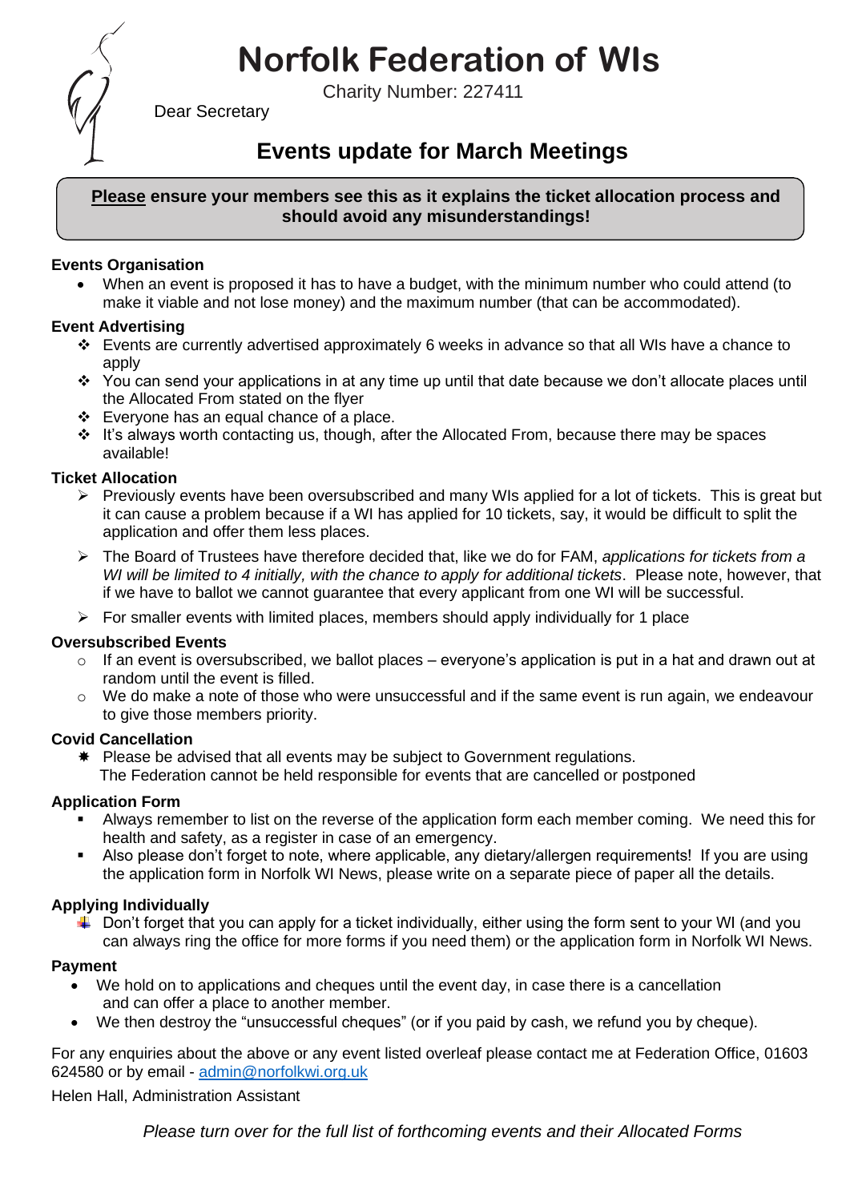# Norfolk Federation of WIs

Charity Number: 227411

Dear Secretary

## Events update for March Meetings

**<u>Please</u> ensure your members see this as it explains the ticket allocation process and should avoid any misunderstandings!**

**Events Organisation**

- When an event is proposed it has to have a budget, with the minimum number who could attend (to make it viable and not lose money) and the maximum number (that can be accommodated).

**Event Advertising**

- Events are currently advertised approximately 6 weeks in advance so that all WIs have a chance to apply
- You can send your applications in at any time up until that date because we don't allocate places until the Allocated From stated on the flyer
- Everyone has an equal chance of a place.
- It's always worth contacting us, though, after the Allocated From, because there may be spaces available!

**Ticket Allocation**

- Previously events have been oversubscribed and many WIs applied for a lot of tickets. This is great but it can cause a problem because if a WI has applied for 10 tickets, say, it would be difficult to split the application and offer them less places.
- The Board of Trustees have therefore decided that, like we do for FAM, *applications for tickets from a WI will be limited to 4 initially, with the chance to apply for additional tickets*. Please note, however, that if we have to ballot we cannot guarantee that every applicant from one WI will be successful.
- For smaller events with limited places, members should apply individually for 1 place

**Oversubscribed Events**

- If an event is oversubscribed, we ballot places – everyone's application is put in a hat and drawn out at random until the event is filled.
- We do make a note of those who were unsuccessful and if the same event is run again, we endeavour to give those members priority.

**Covid Cancellation**

- Please be advised that all events may be subject to Government regulations.
  The Federation cannot be held responsible for events that are cancelled or postponed

**Application Form**

- Always remember to list on the reverse of the application form each member coming. We need this for health and safety, as a register in case of an emergency.
- Also please don't forget to note, where applicable, any dietary/allergen requirements! If you are using the application form in Norfolk WI News, please write on a separate piece of paper all the details.

**Applying Individually**

- Don't forget that you can apply for a ticket individually, either using the form sent to your WI (and you can always ring the office for more forms if you need them) or the application form in Norfolk WI News.

**Payment**

- We hold on to applications and cheques until the event day, in case there is a cancellation and can offer a place to another member.
- We then destroy the "unsuccessful cheques" (or if you paid by cash, we refund you by cheque).

For any enquiries about the above or any event listed overleaf please contact me at Federation Office, 01603 624580 or by email - admin@norfolkwi.org.uk

Helen Hall, Administration Assistant

*Please turn over for the full list of forthcoming events and their Allocated Forms*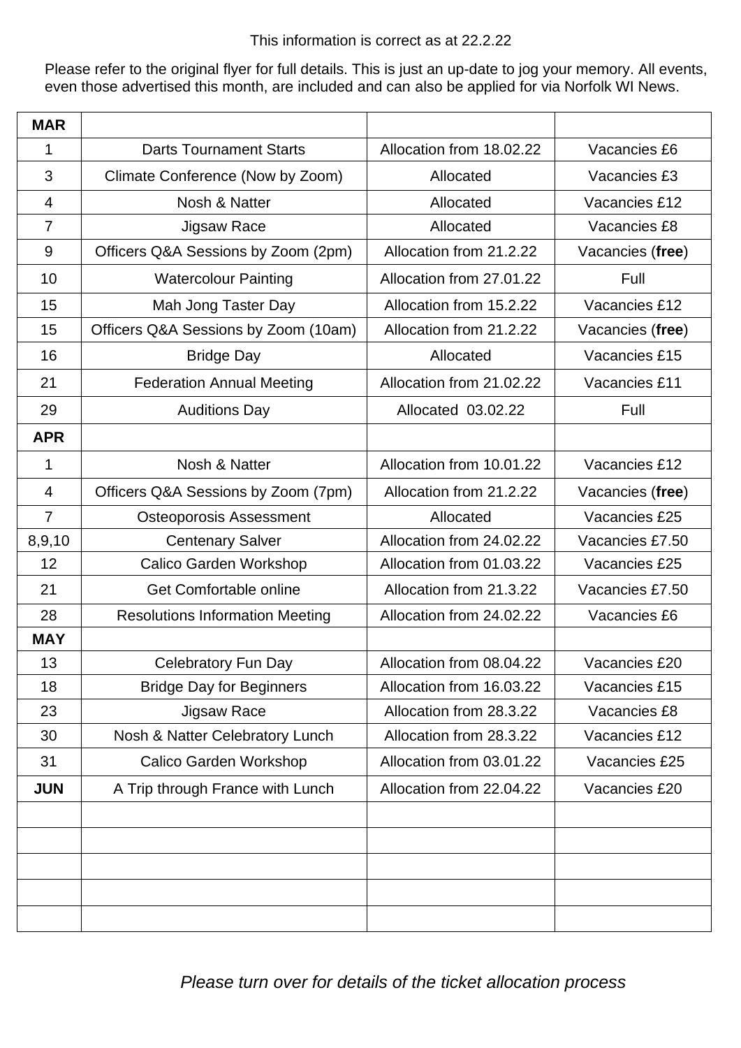This information is correct as at 22.2.22

Please refer to the original flyer for full details. This is just an up-date to jog your memory. All events, even those advertised this month, are included and can also be applied for via Norfolk WI News.

| **MAR** | | | |
|---|---|---|---|
| 1 | Darts Tournament Starts | Allocation from 18.02.22 | Vacancies £6 |
| 3 | Climate Conference (Now by Zoom) | Allocated | Vacancies £3 |
| 4 | Nosh & Natter | Allocated | Vacancies £12 |
| 7 | Jigsaw Race | Allocated | Vacancies £8 |
| 9 | Officers Q&A Sessions by Zoom (2pm) | Allocation from 21.2.22 | Vacancies (**free**) |
| 10 | Watercolour Painting | Allocation from 27.01.22 | Full |
| 15 | Mah Jong Taster Day | Allocation from 15.2.22 | Vacancies £12 |
| 15 | Officers Q&A Sessions by Zoom (10am) | Allocation from 21.2.22 | Vacancies (**free**) |
| 16 | Bridge Day | Allocated | Vacancies £15 |
| 21 | Federation Annual Meeting | Allocation from 21.02.22 | Vacancies £11 |
| 29 | Auditions Day | Allocated 03.02.22 | Full |
| **APR** | | | |
| 1 | Nosh & Natter | Allocation from 10.01.22 | Vacancies £12 |
| 4 | Officers Q&A Sessions by Zoom (7pm) | Allocation from 21.2.22 | Vacancies (**free**) |
| 7 | Osteoporosis Assessment | Allocated | Vacancies £25 |
| 8,9,10 | Centenary Salver | Allocation from 24.02.22 | Vacancies £7.50 |
| 12 | Calico Garden Workshop | Allocation from 01.03.22 | Vacancies £25 |
| 21 | Get Comfortable online | Allocation from 21.3.22 | Vacancies £7.50 |
| 28 | Resolutions Information Meeting | Allocation from 24.02.22 | Vacancies £6 |
| **MAY** | | | |
| 13 | Celebratory Fun Day | Allocation from 08.04.22 | Vacancies £20 |
| 18 | Bridge Day for Beginners | Allocation from 16.03.22 | Vacancies £15 |
| 23 | Jigsaw Race | Allocation from 28.3.22 | Vacancies £8 |
| 30 | Nosh & Natter Celebratory Lunch | Allocation from 28.3.22 | Vacancies £12 |
| 31 | Calico Garden Workshop | Allocation from 03.01.22 | Vacancies £25 |
| **JUN** | A Trip through France with Lunch | Allocation from 22.04.22 | Vacancies £20 |
| | | | |
| | | | |
| | | | |
| | | | |
| | | | |

*Please turn over for details of the ticket allocation process*